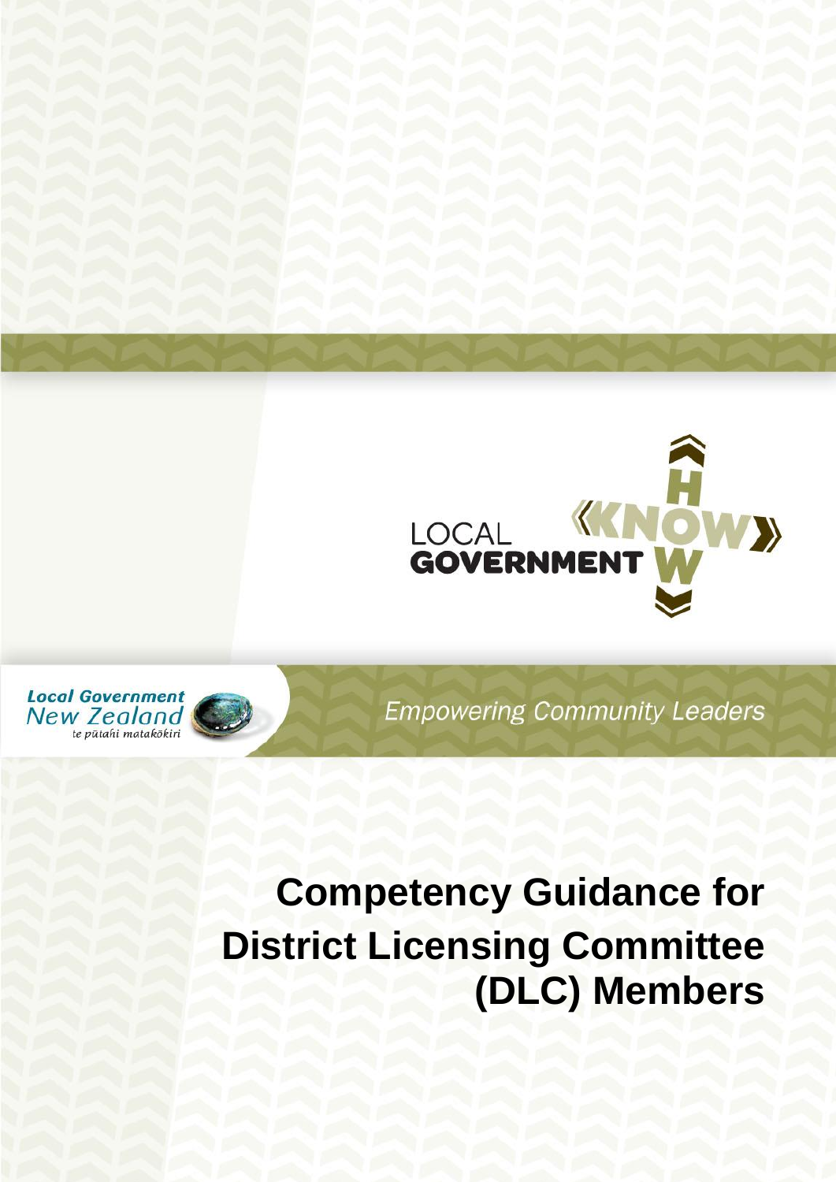LOCAL GOVERNMENT KNOW HOW

Local Government New Zealand
te pūtahi matakōkiri

*Empowering Community Leaders*

# Competency Guidance for District Licensing Committee (DLC) Members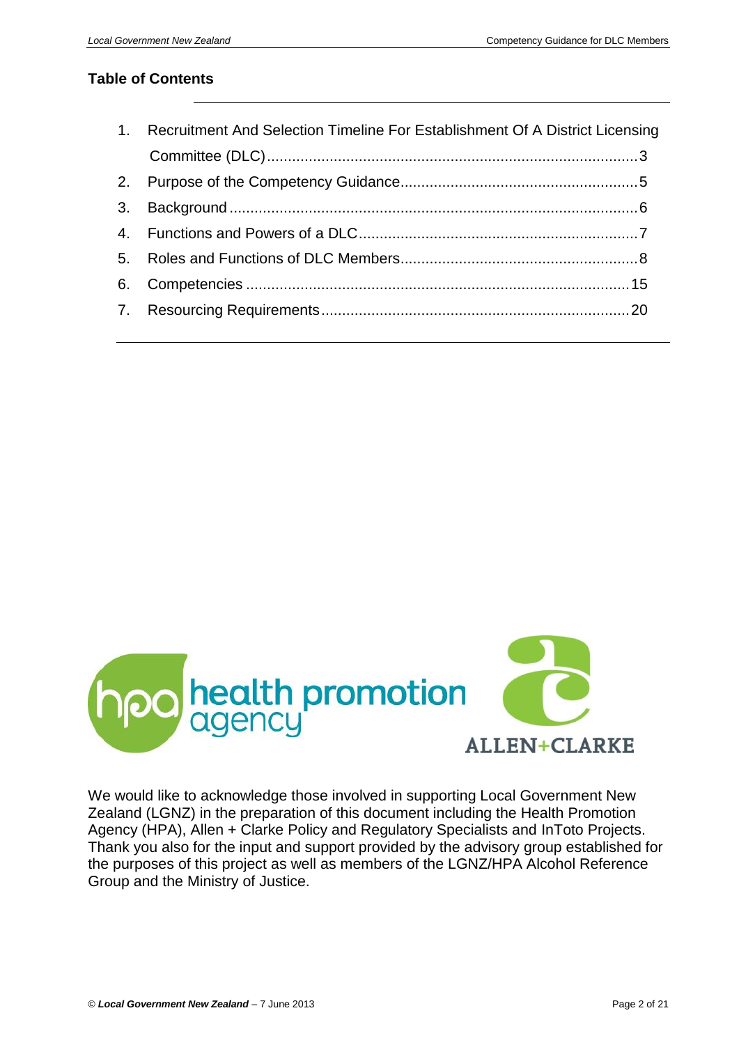## Table of Contents

1. Recruitment And Selection Timeline For Establishment Of A District Licensing Committee (DLC) ........ 3
2. Purpose of the Competency Guidance ........ 5
3. Background ........ 6
4. Functions and Powers of a DLC ........ 7
5. Roles and Functions of DLC Members ........ 8
6. Competencies ........ 15
7. Resourcing Requirements ........ 20

We would like to acknowledge those involved in supporting Local Government New Zealand (LGNZ) in the preparation of this document including the Health Promotion Agency (HPA), Allen + Clarke Policy and Regulatory Specialists and InToto Projects. Thank you also for the input and support provided by the advisory group established for the purposes of this project as well as members of the LGNZ/HPA Alcohol Reference Group and the Ministry of Justice.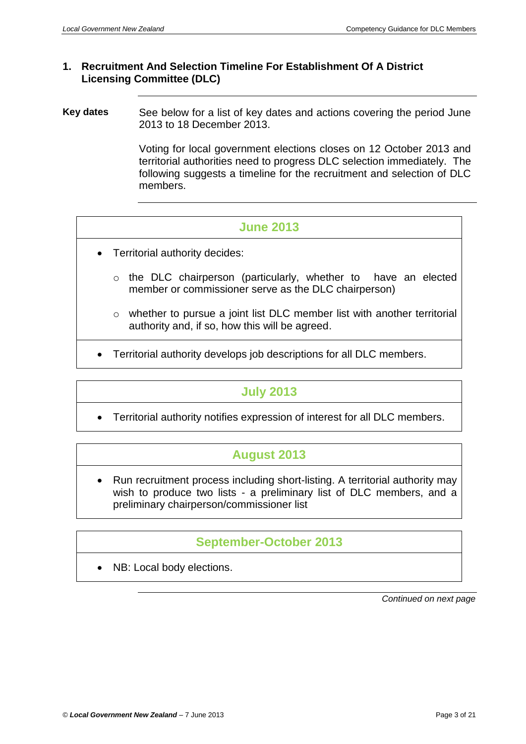## 1. Recruitment And Selection Timeline For Establishment Of A District Licensing Committee (DLC)

**Key dates**

See below for a list of key dates and actions covering the period June 2013 to 18 December 2013.

Voting for local government elections closes on 12 October 2013 and territorial authorities need to progress DLC selection immediately. The following suggests a timeline for the recruitment and selection of DLC members.

### June 2013

- Territorial authority decides:
  - the DLC chairperson (particularly, whether to have an elected member or commissioner serve as the DLC chairperson)
  - whether to pursue a joint list DLC member list with another territorial authority and, if so, how this will be agreed.
- Territorial authority develops job descriptions for all DLC members.

### July 2013

- Territorial authority notifies expression of interest for all DLC members.

### August 2013

- Run recruitment process including short-listing. A territorial authority may wish to produce two lists - a preliminary list of DLC members, and a preliminary chairperson/commissioner list

### September-October 2013

- NB: Local body elections.

*Continued on next page*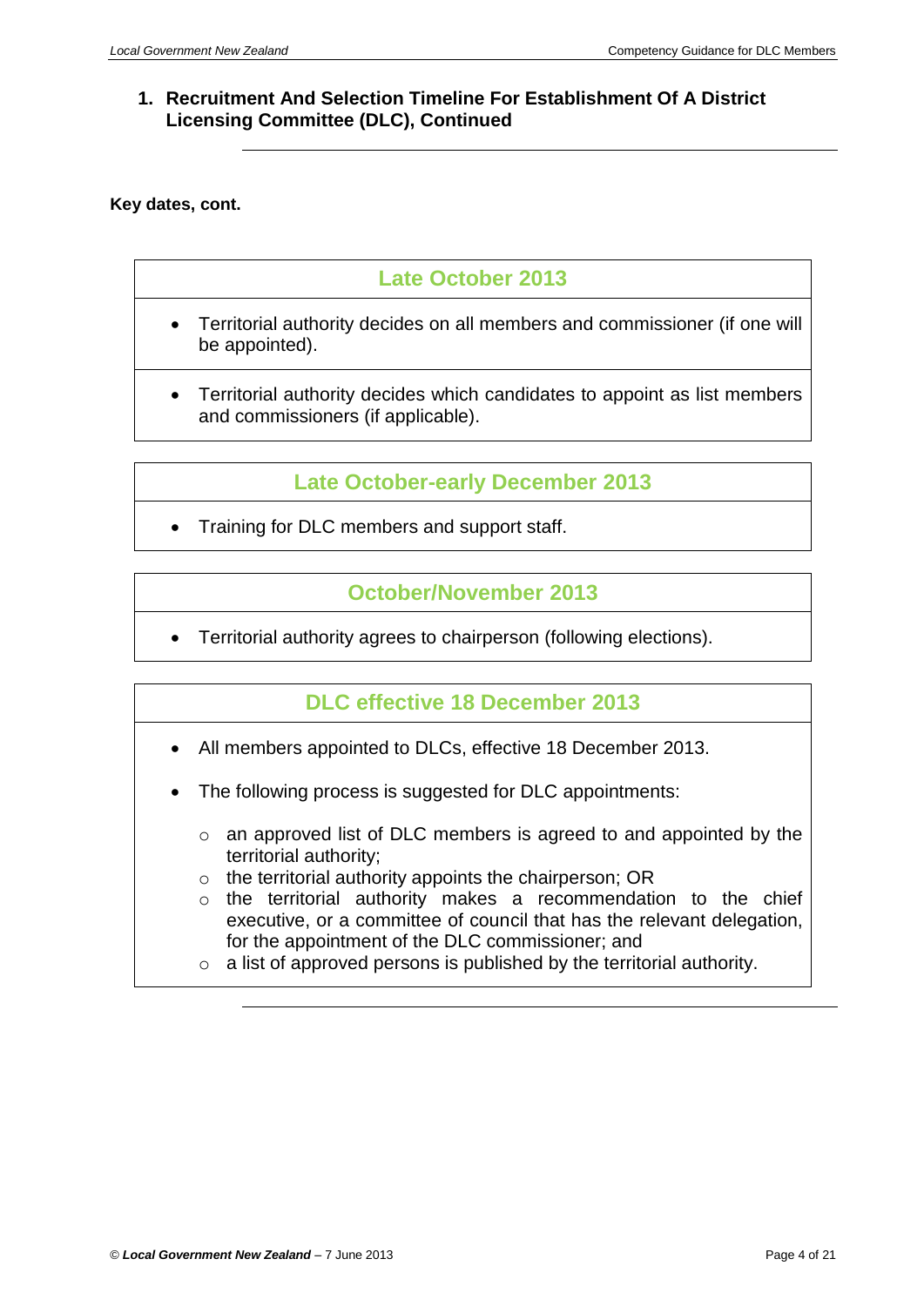## 1. Recruitment And Selection Timeline For Establishment Of A District Licensing Committee (DLC), Continued

**Key dates, cont.**

### Late October 2013

- Territorial authority decides on all members and commissioner (if one will be appointed).
- Territorial authority decides which candidates to appoint as list members and commissioners (if applicable).

### Late October-early December 2013

- Training for DLC members and support staff.

### October/November 2013

- Territorial authority agrees to chairperson (following elections).

### DLC effective 18 December 2013

- All members appointed to DLCs, effective 18 December 2013.
- The following process is suggested for DLC appointments:
  - an approved list of DLC members is agreed to and appointed by the territorial authority;
  - the territorial authority appoints the chairperson; OR
  - the territorial authority makes a recommendation to the chief executive, or a committee of council that has the relevant delegation, for the appointment of the DLC commissioner; and
  - a list of approved persons is published by the territorial authority.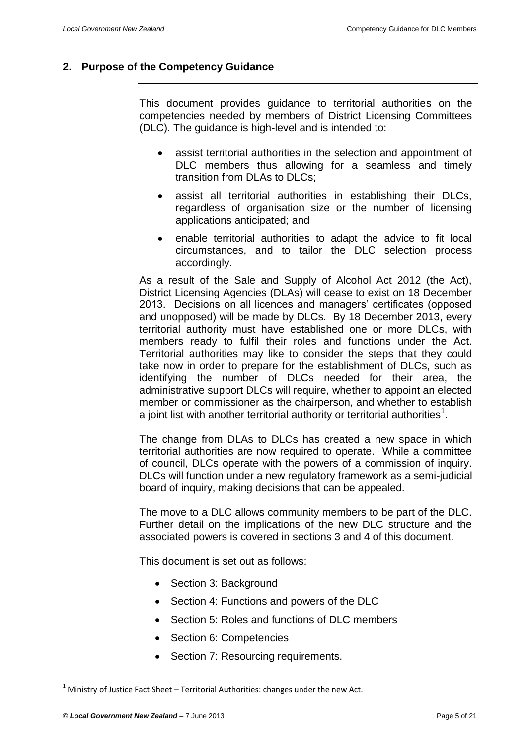## 2. Purpose of the Competency Guidance

This document provides guidance to territorial authorities on the competencies needed by members of District Licensing Committees (DLC). The guidance is high-level and is intended to:

- assist territorial authorities in the selection and appointment of DLC members thus allowing for a seamless and timely transition from DLAs to DLCs;
- assist all territorial authorities in establishing their DLCs, regardless of organisation size or the number of licensing applications anticipated; and
- enable territorial authorities to adapt the advice to fit local circumstances, and to tailor the DLC selection process accordingly.

As a result of the Sale and Supply of Alcohol Act 2012 (the Act), District Licensing Agencies (DLAs) will cease to exist on 18 December 2013. Decisions on all licences and managers' certificates (opposed and unopposed) will be made by DLCs. By 18 December 2013, every territorial authority must have established one or more DLCs, with members ready to fulfil their roles and functions under the Act. Territorial authorities may like to consider the steps that they could take now in order to prepare for the establishment of DLCs, such as identifying the number of DLCs needed for their area, the administrative support DLCs will require, whether to appoint an elected member or commissioner as the chairperson, and whether to establish a joint list with another territorial authority or territorial authorities[1].

The change from DLAs to DLCs has created a new space in which territorial authorities are now required to operate. While a committee of council, DLCs operate with the powers of a commission of inquiry. DLCs will function under a new regulatory framework as a semi-judicial board of inquiry, making decisions that can be appealed.

The move to a DLC allows community members to be part of the DLC. Further detail on the implications of the new DLC structure and the associated powers is covered in sections 3 and 4 of this document.

This document is set out as follows:

- Section 3: Background
- Section 4: Functions and powers of the DLC
- Section 5: Roles and functions of DLC members
- Section 6: Competencies
- Section 7: Resourcing requirements.

[1] Ministry of Justice Fact Sheet – Territorial Authorities: changes under the new Act.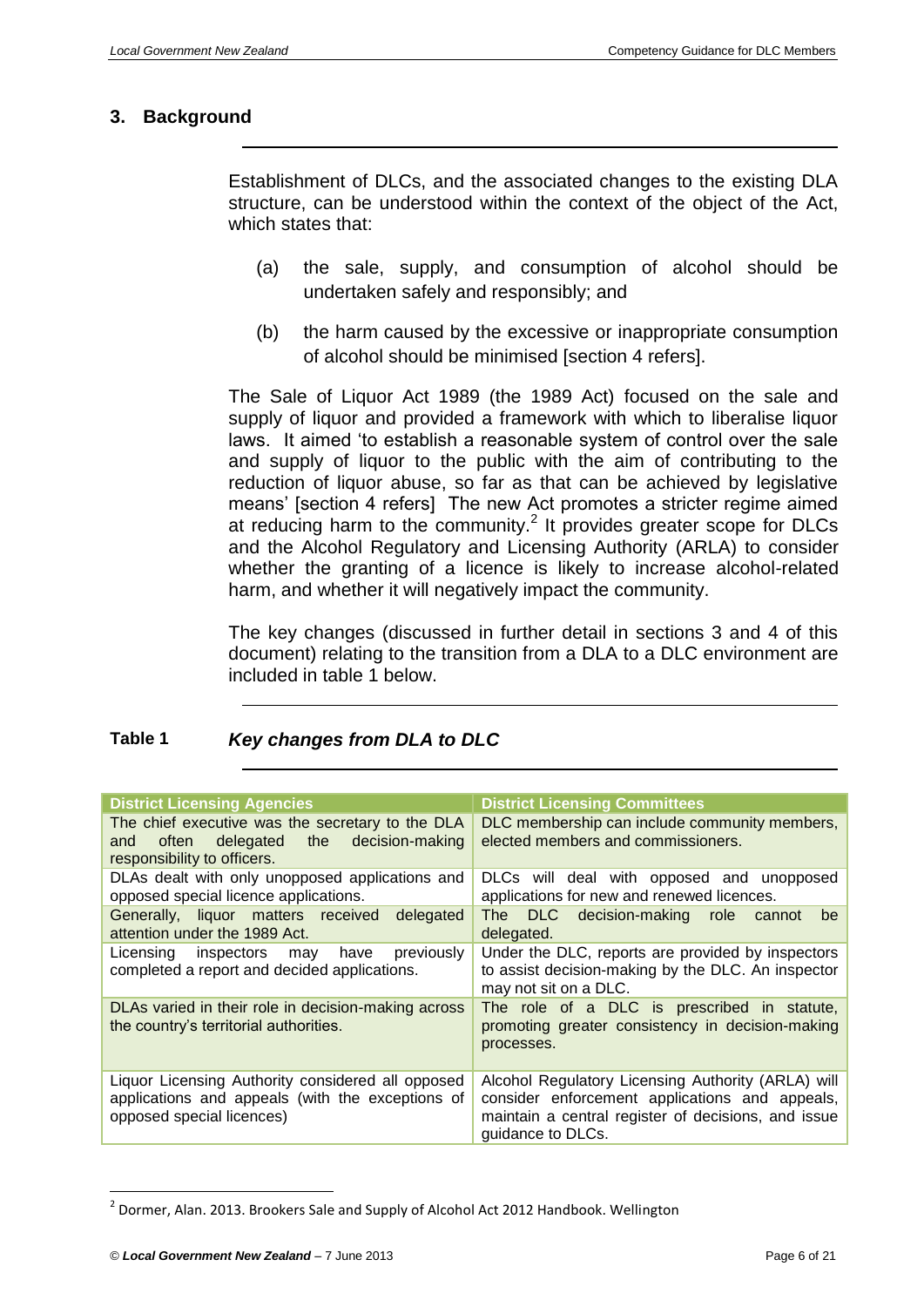## 3. Background

Establishment of DLCs, and the associated changes to the existing DLA structure, can be understood within the context of the object of the Act, which states that:

(a) the sale, supply, and consumption of alcohol should be undertaken safely and responsibly; and

(b) the harm caused by the excessive or inappropriate consumption of alcohol should be minimised [section 4 refers].

The Sale of Liquor Act 1989 (the 1989 Act) focused on the sale and supply of liquor and provided a framework with which to liberalise liquor laws. It aimed 'to establish a reasonable system of control over the sale and supply of liquor to the public with the aim of contributing to the reduction of liquor abuse, so far as that can be achieved by legislative means' [section 4 refers] The new Act promotes a stricter regime aimed at reducing harm to the community.[2] It provides greater scope for DLCs and the Alcohol Regulatory and Licensing Authority (ARLA) to consider whether the granting of a licence is likely to increase alcohol-related harm, and whether it will negatively impact the community.

The key changes (discussed in further detail in sections 3 and 4 of this document) relating to the transition from a DLA to a DLC environment are included in table 1 below.

**Table 1** ***Key changes from DLA to DLC***

| District Licensing Agencies | District Licensing Committees |
|---|---|
| The chief executive was the secretary to the DLA and often delegated the decision-making responsibility to officers. | DLC membership can include community members, elected members and commissioners. |
| DLAs dealt with only unopposed applications and opposed special licence applications. | DLCs will deal with opposed and unopposed applications for new and renewed licences. |
| Generally, liquor matters received delegated attention under the 1989 Act. | The DLC decision-making role cannot be delegated. |
| Licensing inspectors may have previously completed a report and decided applications. | Under the DLC, reports are provided by inspectors to assist decision-making by the DLC. An inspector may not sit on a DLC. |
| DLAs varied in their role in decision-making across the country's territorial authorities. | The role of a DLC is prescribed in statute, promoting greater consistency in decision-making processes. |
| Liquor Licensing Authority considered all opposed applications and appeals (with the exceptions of opposed special licences) | Alcohol Regulatory Licensing Authority (ARLA) will consider enforcement applications and appeals, maintain a central register of decisions, and issue guidance to DLCs. |

[2] Dormer, Alan. 2013. Brookers Sale and Supply of Alcohol Act 2012 Handbook. Wellington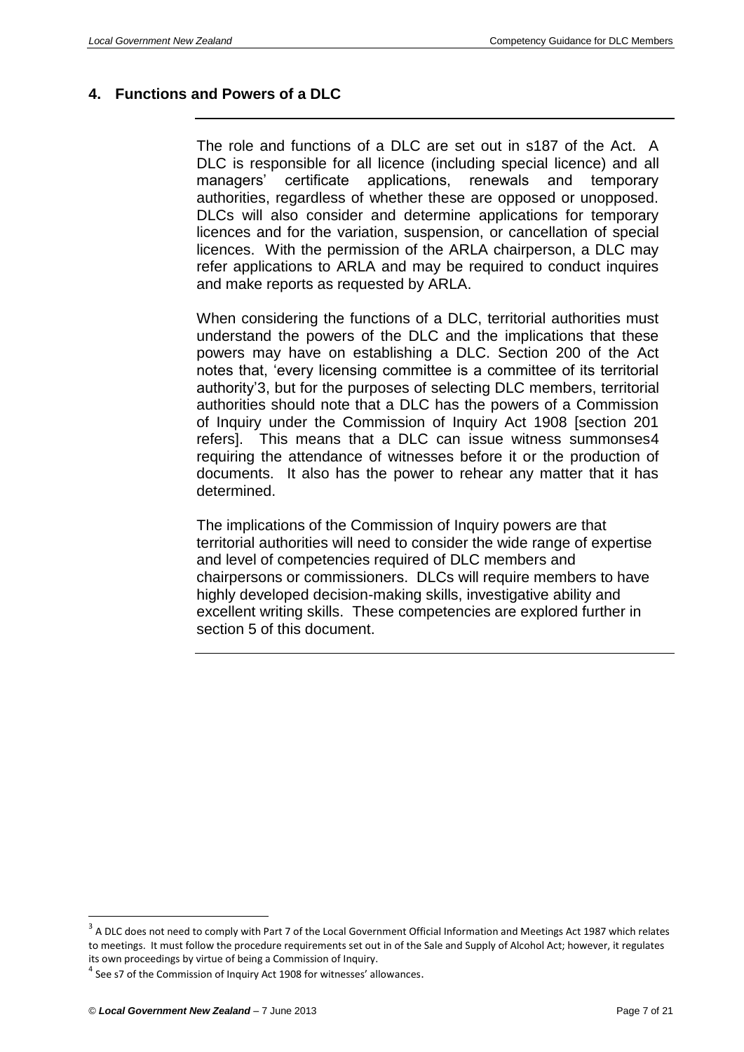## 4. Functions and Powers of a DLC

The role and functions of a DLC are set out in s187 of the Act. A DLC is responsible for all licence (including special licence) and all managers' certificate applications, renewals and temporary authorities, regardless of whether these are opposed or unopposed. DLCs will also consider and determine applications for temporary licences and for the variation, suspension, or cancellation of special licences. With the permission of the ARLA chairperson, a DLC may refer applications to ARLA and may be required to conduct inquires and make reports as requested by ARLA.

When considering the functions of a DLC, territorial authorities must understand the powers of the DLC and the implications that these powers may have on establishing a DLC. Section 200 of the Act notes that, 'every licensing committee is a committee of its territorial authority'[3], but for the purposes of selecting DLC members, territorial authorities should note that a DLC has the powers of a Commission of Inquiry under the Commission of Inquiry Act 1908 [section 201 refers]. This means that a DLC can issue witness summonses[4] requiring the attendance of witnesses before it or the production of documents. It also has the power to rehear any matter that it has determined.

The implications of the Commission of Inquiry powers are that territorial authorities will need to consider the wide range of expertise and level of competencies required of DLC members and chairpersons or commissioners. DLCs will require members to have highly developed decision-making skills, investigative ability and excellent writing skills. These competencies are explored further in section 5 of this document.

---

[3] A DLC does not need to comply with Part 7 of the Local Government Official Information and Meetings Act 1987 which relates to meetings. It must follow the procedure requirements set out in of the Sale and Supply of Alcohol Act; however, it regulates its own proceedings by virtue of being a Commission of Inquiry.

[4] See s7 of the Commission of Inquiry Act 1908 for witnesses' allowances.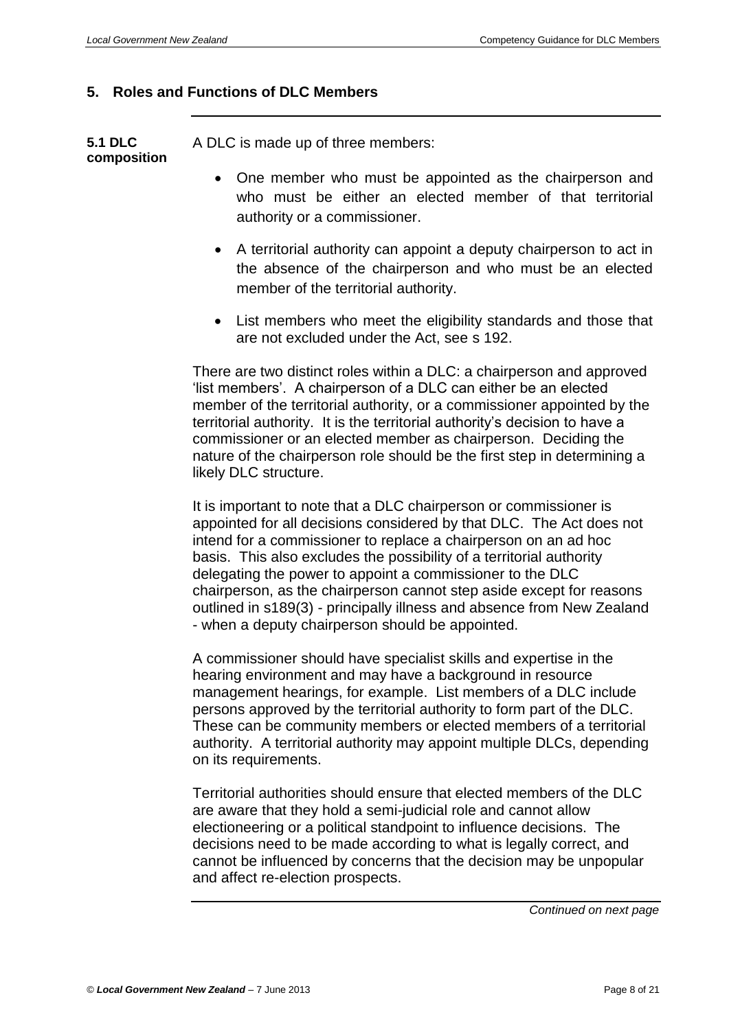## 5. Roles and Functions of DLC Members

**5.1 DLC composition**

A DLC is made up of three members:

- One member who must be appointed as the chairperson and who must be either an elected member of that territorial authority or a commissioner.
- A territorial authority can appoint a deputy chairperson to act in the absence of the chairperson and who must be an elected member of the territorial authority.
- List members who meet the eligibility standards and those that are not excluded under the Act, see s 192.

There are two distinct roles within a DLC: a chairperson and approved 'list members'. A chairperson of a DLC can either be an elected member of the territorial authority, or a commissioner appointed by the territorial authority. It is the territorial authority's decision to have a commissioner or an elected member as chairperson. Deciding the nature of the chairperson role should be the first step in determining a likely DLC structure.

It is important to note that a DLC chairperson or commissioner is appointed for all decisions considered by that DLC. The Act does not intend for a commissioner to replace a chairperson on an ad hoc basis. This also excludes the possibility of a territorial authority delegating the power to appoint a commissioner to the DLC chairperson, as the chairperson cannot step aside except for reasons outlined in s189(3) - principally illness and absence from New Zealand - when a deputy chairperson should be appointed.

A commissioner should have specialist skills and expertise in the hearing environment and may have a background in resource management hearings, for example. List members of a DLC include persons approved by the territorial authority to form part of the DLC. These can be community members or elected members of a territorial authority. A territorial authority may appoint multiple DLCs, depending on its requirements.

Territorial authorities should ensure that elected members of the DLC are aware that they hold a semi-judicial role and cannot allow electioneering or a political standpoint to influence decisions. The decisions need to be made according to what is legally correct, and cannot be influenced by concerns that the decision may be unpopular and affect re-election prospects.

*Continued on next page*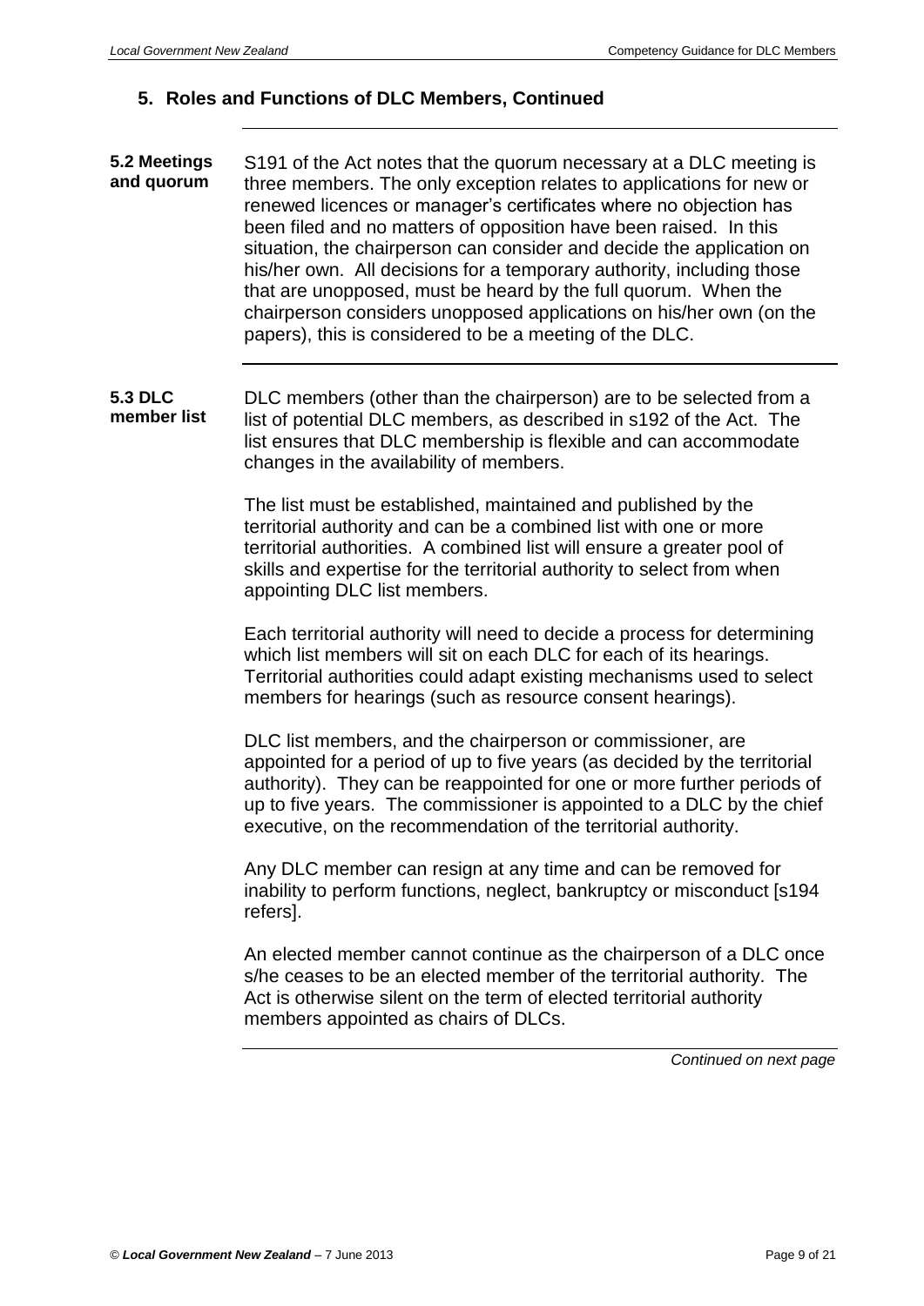## 5. Roles and Functions of DLC Members, Continued

**5.2 Meetings and quorum**

S191 of the Act notes that the quorum necessary at a DLC meeting is three members. The only exception relates to applications for new or renewed licences or manager's certificates where no objection has been filed and no matters of opposition have been raised. In this situation, the chairperson can consider and decide the application on his/her own. All decisions for a temporary authority, including those that are unopposed, must be heard by the full quorum. When the chairperson considers unopposed applications on his/her own (on the papers), this is considered to be a meeting of the DLC.

**5.3 DLC member list**

DLC members (other than the chairperson) are to be selected from a list of potential DLC members, as described in s192 of the Act. The list ensures that DLC membership is flexible and can accommodate changes in the availability of members.

The list must be established, maintained and published by the territorial authority and can be a combined list with one or more territorial authorities. A combined list will ensure a greater pool of skills and expertise for the territorial authority to select from when appointing DLC list members.

Each territorial authority will need to decide a process for determining which list members will sit on each DLC for each of its hearings. Territorial authorities could adapt existing mechanisms used to select members for hearings (such as resource consent hearings).

DLC list members, and the chairperson or commissioner, are appointed for a period of up to five years (as decided by the territorial authority). They can be reappointed for one or more further periods of up to five years. The commissioner is appointed to a DLC by the chief executive, on the recommendation of the territorial authority.

Any DLC member can resign at any time and can be removed for inability to perform functions, neglect, bankruptcy or misconduct [s194 refers].

An elected member cannot continue as the chairperson of a DLC once s/he ceases to be an elected member of the territorial authority. The Act is otherwise silent on the term of elected territorial authority members appointed as chairs of DLCs.

*Continued on next page*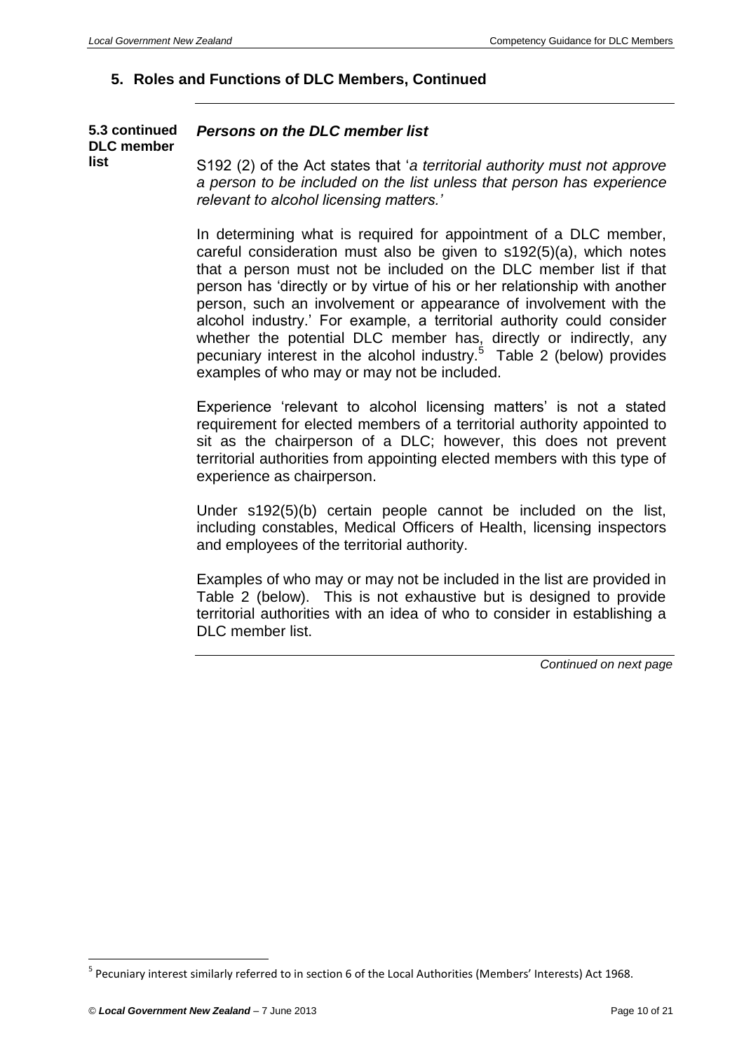## 5. Roles and Functions of DLC Members, Continued

**5.3 continued DLC member list**

### *Persons on the DLC member list*

S192 (2) of the Act states that '*a territorial authority must not approve a person to be included on the list unless that person has experience relevant to alcohol licensing matters.'*

In determining what is required for appointment of a DLC member, careful consideration must also be given to s192(5)(a), which notes that a person must not be included on the DLC member list if that person has 'directly or by virtue of his or her relationship with another person, such an involvement or appearance of involvement with the alcohol industry.' For example, a territorial authority could consider whether the potential DLC member has, directly or indirectly, any pecuniary interest in the alcohol industry.[5] Table 2 (below) provides examples of who may or may not be included.

Experience 'relevant to alcohol licensing matters' is not a stated requirement for elected members of a territorial authority appointed to sit as the chairperson of a DLC; however, this does not prevent territorial authorities from appointing elected members with this type of experience as chairperson.

Under s192(5)(b) certain people cannot be included on the list, including constables, Medical Officers of Health, licensing inspectors and employees of the territorial authority.

Examples of who may or may not be included in the list are provided in Table 2 (below). This is not exhaustive but is designed to provide territorial authorities with an idea of who to consider in establishing a DLC member list.

*Continued on next page*

---

[5] Pecuniary interest similarly referred to in section 6 of the Local Authorities (Members' Interests) Act 1968.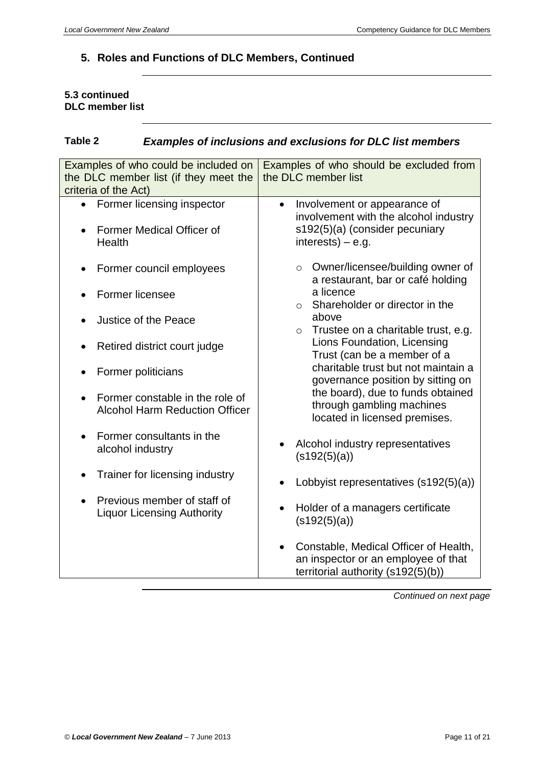## 5. Roles and Functions of DLC Members, Continued

**5.3 continued**
**DLC member list**

**Table 2** ***Examples of inclusions and exclusions for DLC list members***

| Examples of who could be included on the DLC member list (if they meet the criteria of the Act) | Examples of who should be excluded from the DLC member list |
|---|---|
| • Former licensing inspector<br>• Former Medical Officer of Health<br>• Former council employees<br>• Former licensee<br>• Justice of the Peace<br>• Retired district court judge<br>• Former politicians<br>• Former constable in the role of Alcohol Harm Reduction Officer<br>• Former consultants in the alcohol industry<br>• Trainer for licensing industry<br>• Previous member of staff of Liquor Licensing Authority | • Involvement or appearance of involvement with the alcohol industry s192(5)(a) (consider pecuniary interests) – e.g.<br>  ○ Owner/licensee/building owner of a restaurant, bar or café holding a licence<br>  ○ Shareholder or director in the above<br>  ○ Trustee on a charitable trust, e.g. Lions Foundation, Licensing Trust (can be a member of a charitable trust but not maintain a governance position by sitting on the board), due to funds obtained through gambling machines located in licensed premises.<br>• Alcohol industry representatives (s192(5)(a))<br>• Lobbyist representatives (s192(5)(a))<br>• Holder of a managers certificate (s192(5)(a))<br>• Constable, Medical Officer of Health, an inspector or an employee of that territorial authority (s192(5)(b)) |

*Continued on next page*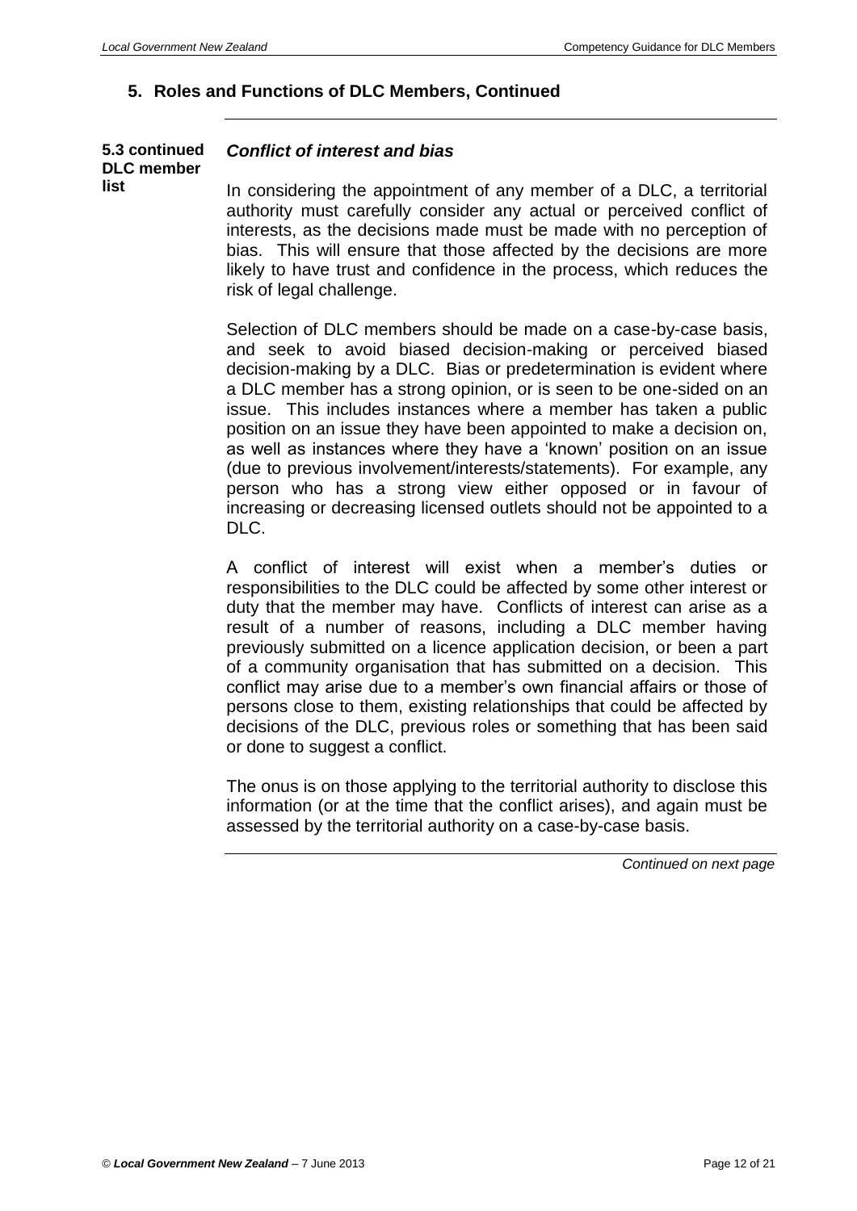## 5. Roles and Functions of DLC Members, Continued

**5.3 continued DLC member list**

### *Conflict of interest and bias*

In considering the appointment of any member of a DLC, a territorial authority must carefully consider any actual or perceived conflict of interests, as the decisions made must be made with no perception of bias. This will ensure that those affected by the decisions are more likely to have trust and confidence in the process, which reduces the risk of legal challenge.

Selection of DLC members should be made on a case-by-case basis, and seek to avoid biased decision-making or perceived biased decision-making by a DLC. Bias or predetermination is evident where a DLC member has a strong opinion, or is seen to be one-sided on an issue. This includes instances where a member has taken a public position on an issue they have been appointed to make a decision on, as well as instances where they have a 'known' position on an issue (due to previous involvement/interests/statements). For example, any person who has a strong view either opposed or in favour of increasing or decreasing licensed outlets should not be appointed to a DLC.

A conflict of interest will exist when a member's duties or responsibilities to the DLC could be affected by some other interest or duty that the member may have. Conflicts of interest can arise as a result of a number of reasons, including a DLC member having previously submitted on a licence application decision, or been a part of a community organisation that has submitted on a decision. This conflict may arise due to a member's own financial affairs or those of persons close to them, existing relationships that could be affected by decisions of the DLC, previous roles or something that has been said or done to suggest a conflict.

The onus is on those applying to the territorial authority to disclose this information (or at the time that the conflict arises), and again must be assessed by the territorial authority on a case-by-case basis.

*Continued on next page*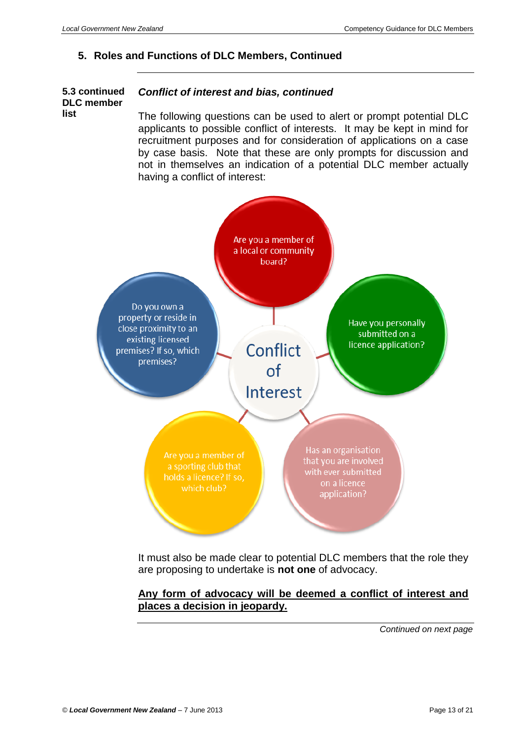## 5. Roles and Functions of DLC Members, Continued

**5.3 continued DLC member list**

### *Conflict of interest and bias, continued*

The following questions can be used to alert or prompt potential DLC applicants to possible conflict of interests. It may be kept in mind for recruitment purposes and for consideration of applications on a case by case basis. Note that these are only prompts for discussion and not in themselves an indication of a potential DLC member actually having a conflict of interest:

**Conflict of Interest**

- Are you a member of a local or community board?
- Have you personally submitted on a licence application?
- Has an organisation that you are involved with ever submitted on a licence application?
- Are you a member of a sporting club that holds a licence? If so, which club?
- Do you own a property or reside in close proximity to an existing licensed premises? If so, which premises?

It must also be made clear to potential DLC members that the role they are proposing to undertake is **not one** of advocacy.

<u>**Any form of advocacy will be deemed a conflict of interest and places a decision in jeopardy.**</u>

*Continued on next page*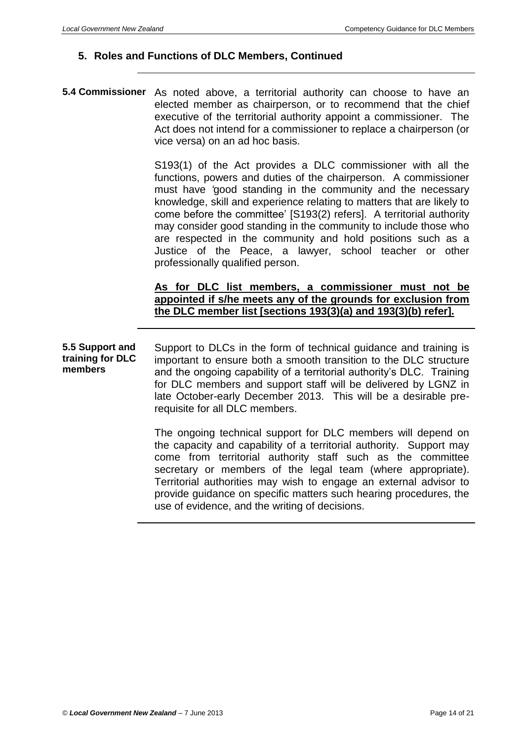## 5. Roles and Functions of DLC Members, Continued

**5.4 Commissioner**

As noted above, a territorial authority can choose to have an elected member as chairperson, or to recommend that the chief executive of the territorial authority appoint a commissioner. The Act does not intend for a commissioner to replace a chairperson (or vice versa) on an ad hoc basis.

S193(1) of the Act provides a DLC commissioner with all the functions, powers and duties of the chairperson. A commissioner must have *'*good standing in the community and the necessary knowledge, skill and experience relating to matters that are likely to come before the committee' [S193(2) refers]. A territorial authority may consider good standing in the community to include those who are respected in the community and hold positions such as a Justice of the Peace, a lawyer, school teacher or other professionally qualified person.

**As for DLC list members, a commissioner must not be appointed if s/he meets any of the grounds for exclusion from the DLC member list [sections 193(3)(a) and 193(3)(b) refer].**

**5.5 Support and training for DLC members**

Support to DLCs in the form of technical guidance and training is important to ensure both a smooth transition to the DLC structure and the ongoing capability of a territorial authority's DLC. Training for DLC members and support staff will be delivered by LGNZ in late October-early December 2013. This will be a desirable pre-requisite for all DLC members.

The ongoing technical support for DLC members will depend on the capacity and capability of a territorial authority. Support may come from territorial authority staff such as the committee secretary or members of the legal team (where appropriate). Territorial authorities may wish to engage an external advisor to provide guidance on specific matters such hearing procedures, the use of evidence, and the writing of decisions.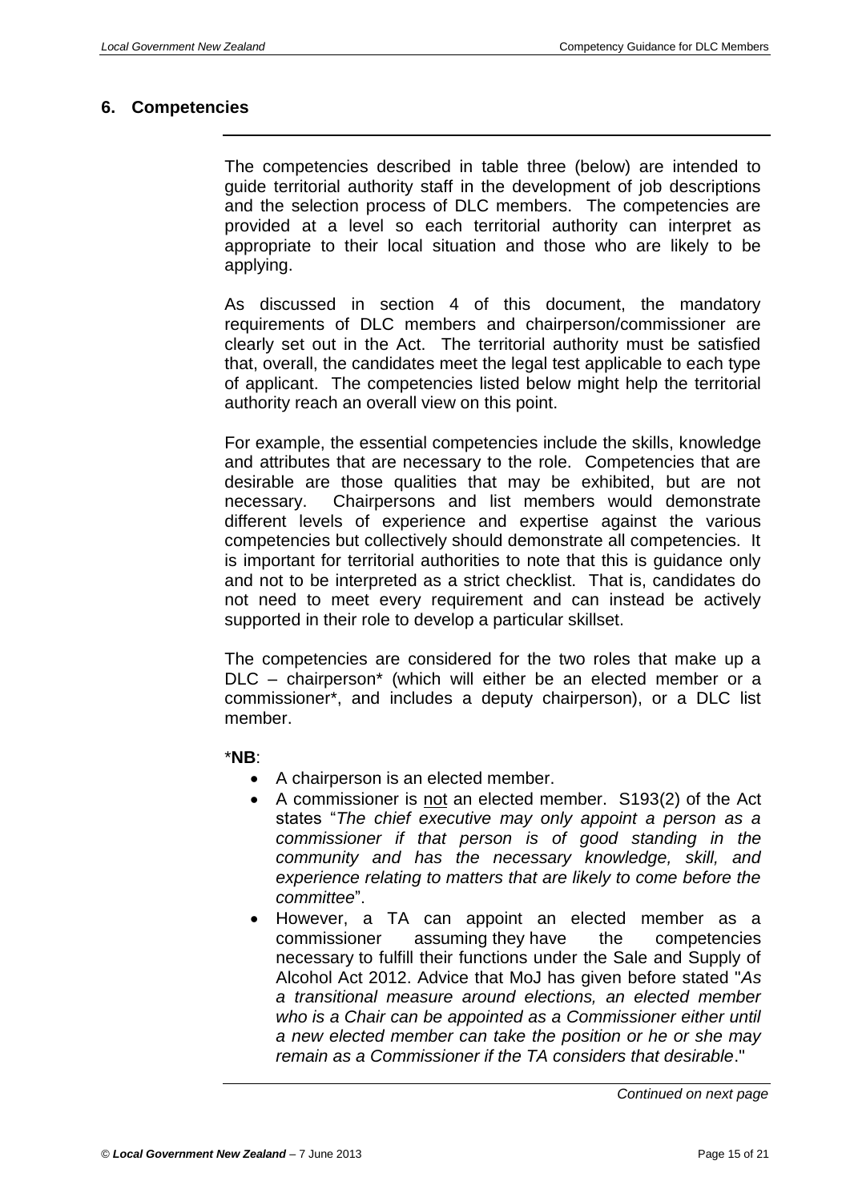## 6. Competencies

The competencies described in table three (below) are intended to guide territorial authority staff in the development of job descriptions and the selection process of DLC members. The competencies are provided at a level so each territorial authority can interpret as appropriate to their local situation and those who are likely to be applying.

As discussed in section 4 of this document, the mandatory requirements of DLC members and chairperson/commissioner are clearly set out in the Act. The territorial authority must be satisfied that, overall, the candidates meet the legal test applicable to each type of applicant. The competencies listed below might help the territorial authority reach an overall view on this point.

For example, the essential competencies include the skills, knowledge and attributes that are necessary to the role. Competencies that are desirable are those qualities that may be exhibited, but are not necessary. Chairpersons and list members would demonstrate different levels of experience and expertise against the various competencies but collectively should demonstrate all competencies. It is important for territorial authorities to note that this is guidance only and not to be interpreted as a strict checklist. That is, candidates do not need to meet every requirement and can instead be actively supported in their role to develop a particular skillset.

The competencies are considered for the two roles that make up a DLC – chairperson* (which will either be an elected member or a commissioner*, and includes a deputy chairperson), or a DLC list member.

***NB**:

- A chairperson is an elected member.
- A commissioner is not an elected member. S193(2) of the Act states "*The chief executive may only appoint a person as a commissioner if that person is of good standing in the community and has the necessary knowledge, skill, and experience relating to matters that are likely to come before the committee*".
- However, a TA can appoint an elected member as a commissioner assuming they have the competencies necessary to fulfill their functions under the Sale and Supply of Alcohol Act 2012. Advice that MoJ has given before stated "*As a transitional measure around elections, an elected member who is a Chair can be appointed as a Commissioner either until a new elected member can take the position or he or she may remain as a Commissioner if the TA considers that desirable*."

*Continued on next page*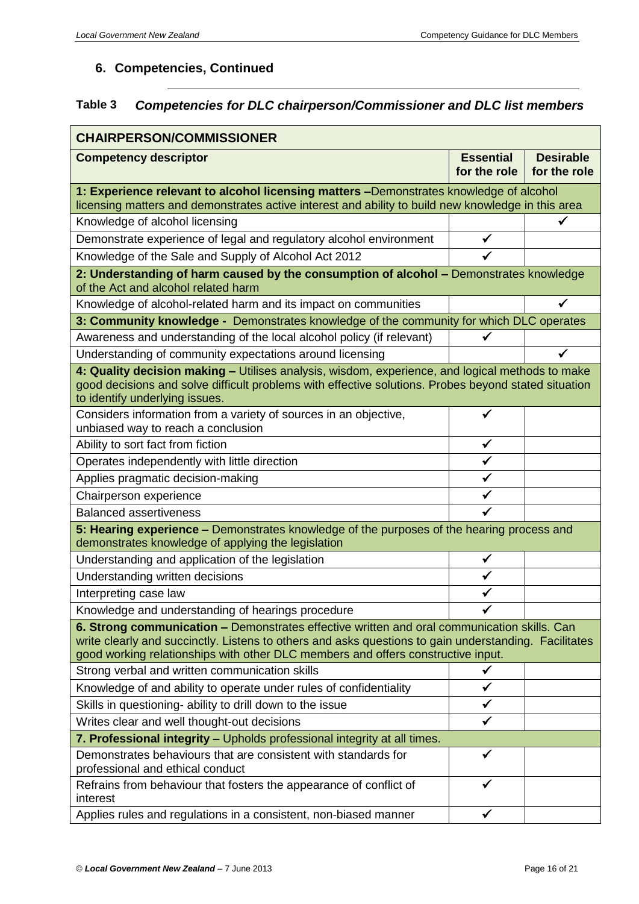## 6. Competencies, Continued

### Table 3 *Competencies for DLC chairperson/Commissioner and DLC list members*

| **CHAIRPERSON/COMMISSIONER** | | |
|---|---|---|
| **Competency descriptor** | **Essential for the role** | **Desirable for the role** |
| **1: Experience relevant to alcohol licensing matters** –Demonstrates knowledge of alcohol licensing matters and demonstrates active interest and ability to build new knowledge in this area | | |
| Knowledge of alcohol licensing | | ✓ |
| Demonstrate experience of legal and regulatory alcohol environment | ✓ | |
| Knowledge of the Sale and Supply of Alcohol Act 2012 | ✓ | |
| **2: Understanding of harm caused by the consumption of alcohol** – Demonstrates knowledge of the Act and alcohol related harm | | |
| Knowledge of alcohol-related harm and its impact on communities | | ✓ |
| **3: Community knowledge** - Demonstrates knowledge of the community for which DLC operates | | |
| Awareness and understanding of the local alcohol policy (if relevant) | ✓ | |
| Understanding of community expectations around licensing | | ✓ |
| **4: Quality decision making** – Utilises analysis, wisdom, experience, and logical methods to make good decisions and solve difficult problems with effective solutions. Probes beyond stated situation to identify underlying issues. | | |
| Considers information from a variety of sources in an objective, unbiased way to reach a conclusion | ✓ | |
| Ability to sort fact from fiction | ✓ | |
| Operates independently with little direction | ✓ | |
| Applies pragmatic decision-making | ✓ | |
| Chairperson experience | ✓ | |
| Balanced assertiveness | ✓ | |
| **5: Hearing experience** – Demonstrates knowledge of the purposes of the hearing process and demonstrates knowledge of applying the legislation | | |
| Understanding and application of the legislation | ✓ | |
| Understanding written decisions | ✓ | |
| Interpreting case law | ✓ | |
| Knowledge and understanding of hearings procedure | ✓ | |
| **6. Strong communication** – Demonstrates effective written and oral communication skills. Can write clearly and succinctly. Listens to others and asks questions to gain understanding. Facilitates good working relationships with other DLC members and offers constructive input. | | |
| Strong verbal and written communication skills | ✓ | |
| Knowledge of and ability to operate under rules of confidentiality | ✓ | |
| Skills in questioning- ability to drill down to the issue | ✓ | |
| Writes clear and well thought-out decisions | ✓ | |
| **7. Professional integrity** – Upholds professional integrity at all times. | | |
| Demonstrates behaviours that are consistent with standards for professional and ethical conduct | ✓ | |
| Refrains from behaviour that fosters the appearance of conflict of interest | ✓ | |
| Applies rules and regulations in a consistent, non-biased manner | ✓ | |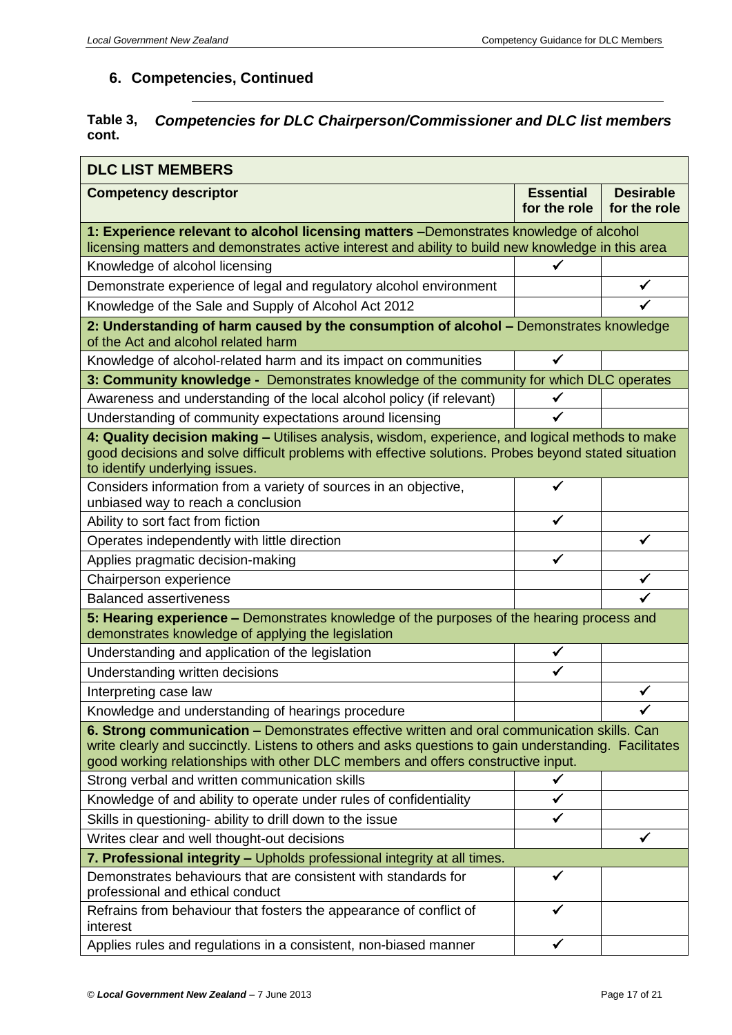## 6. Competencies, Continued

**Table 3, cont.** ***Competencies for DLC Chairperson/Commissioner and DLC list members***

| **DLC LIST MEMBERS** | | |
|---|---|---|
| **Competency descriptor** | **Essential for the role** | **Desirable for the role** |
| **1: Experience relevant to alcohol licensing matters** –Demonstrates knowledge of alcohol licensing matters and demonstrates active interest and ability to build new knowledge in this area | | |
| Knowledge of alcohol licensing | ✓ | |
| Demonstrate experience of legal and regulatory alcohol environment | | ✓ |
| Knowledge of the Sale and Supply of Alcohol Act 2012 | | ✓ |
| **2: Understanding of harm caused by the consumption of alcohol –** Demonstrates knowledge of the Act and alcohol related harm | | |
| Knowledge of alcohol-related harm and its impact on communities | ✓ | |
| **3: Community knowledge -** Demonstrates knowledge of the community for which DLC operates | | |
| Awareness and understanding of the local alcohol policy (if relevant) | ✓ | |
| Understanding of community expectations around licensing | ✓ | |
| **4: Quality decision making –** Utilises analysis, wisdom, experience, and logical methods to make good decisions and solve difficult problems with effective solutions. Probes beyond stated situation to identify underlying issues. | | |
| Considers information from a variety of sources in an objective, unbiased way to reach a conclusion | ✓ | |
| Ability to sort fact from fiction | ✓ | |
| Operates independently with little direction | | ✓ |
| Applies pragmatic decision-making | ✓ | |
| Chairperson experience | | ✓ |
| Balanced assertiveness | | ✓ |
| **5: Hearing experience –** Demonstrates knowledge of the purposes of the hearing process and demonstrates knowledge of applying the legislation | | |
| Understanding and application of the legislation | ✓ | |
| Understanding written decisions | ✓ | |
| Interpreting case law | | ✓ |
| Knowledge and understanding of hearings procedure | | ✓ |
| **6. Strong communication –** Demonstrates effective written and oral communication skills. Can write clearly and succinctly. Listens to others and asks questions to gain understanding. Facilitates good working relationships with other DLC members and offers constructive input. | | |
| Strong verbal and written communication skills | ✓ | |
| Knowledge of and ability to operate under rules of confidentiality | ✓ | |
| Skills in questioning- ability to drill down to the issue | ✓ | |
| Writes clear and well thought-out decisions | | ✓ |
| **7. Professional integrity –** Upholds professional integrity at all times. | | |
| Demonstrates behaviours that are consistent with standards for professional and ethical conduct | ✓ | |
| Refrains from behaviour that fosters the appearance of conflict of interest | ✓ | |
| Applies rules and regulations in a consistent, non-biased manner | ✓ | |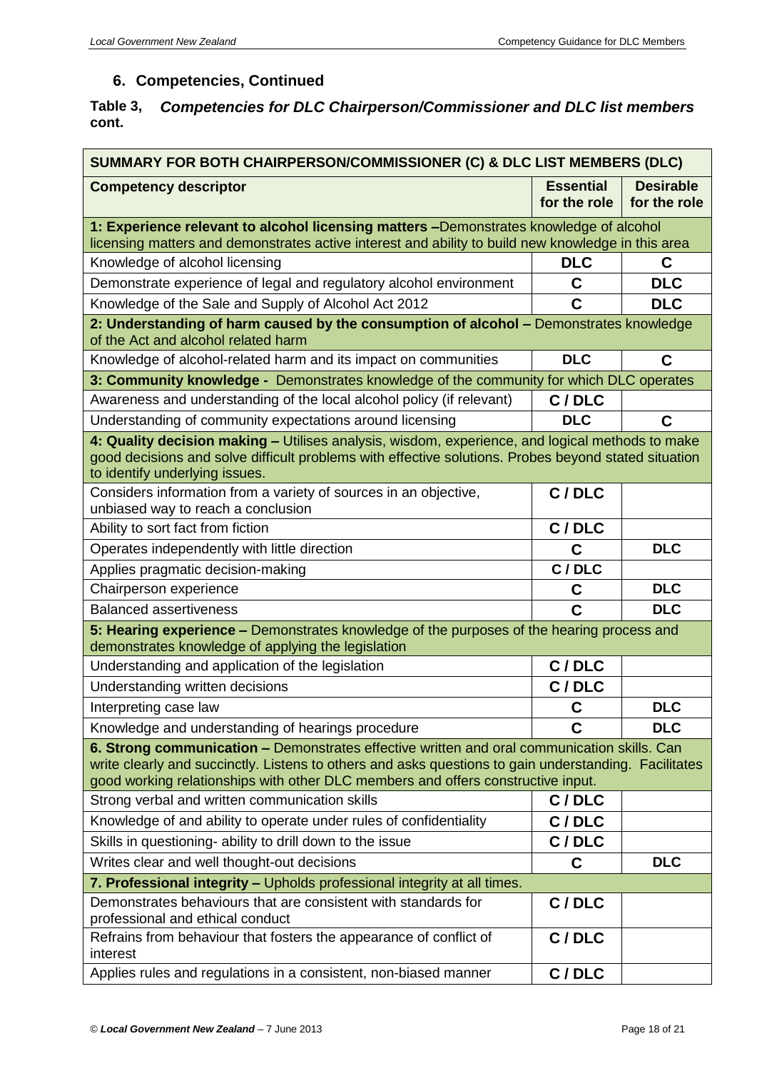## 6. Competencies, Continued

**Table 3, cont.** ***Competencies for DLC Chairperson/Commissioner and DLC list members***

| SUMMARY FOR BOTH CHAIRPERSON/COMMISSIONER (C) & DLC LIST MEMBERS (DLC) | | |
|---|---|---|
| **Competency descriptor** | **Essential for the role** | **Desirable for the role** |
| **1: Experience relevant to alcohol licensing matters** –Demonstrates knowledge of alcohol licensing matters and demonstrates active interest and ability to build new knowledge in this area | | |
| Knowledge of alcohol licensing | **DLC** | **C** |
| Demonstrate experience of legal and regulatory alcohol environment | **C** | **DLC** |
| Knowledge of the Sale and Supply of Alcohol Act 2012 | **C** | **DLC** |
| **2: Understanding of harm caused by the consumption of alcohol** – Demonstrates knowledge of the Act and alcohol related harm | | |
| Knowledge of alcohol-related harm and its impact on communities | **DLC** | **C** |
| **3: Community knowledge** - Demonstrates knowledge of the community for which DLC operates | | |
| Awareness and understanding of the local alcohol policy (if relevant) | **C / DLC** | |
| Understanding of community expectations around licensing | **DLC** | **C** |
| **4: Quality decision making** – Utilises analysis, wisdom, experience, and logical methods to make good decisions and solve difficult problems with effective solutions. Probes beyond stated situation to identify underlying issues. | | |
| Considers information from a variety of sources in an objective, unbiased way to reach a conclusion | **C / DLC** | |
| Ability to sort fact from fiction | **C / DLC** | |
| Operates independently with little direction | **C** | **DLC** |
| Applies pragmatic decision-making | **C / DLC** | |
| Chairperson experience | **C** | **DLC** |
| Balanced assertiveness | **C** | **DLC** |
| **5: Hearing experience** – Demonstrates knowledge of the purposes of the hearing process and demonstrates knowledge of applying the legislation | | |
| Understanding and application of the legislation | **C / DLC** | |
| Understanding written decisions | **C / DLC** | |
| Interpreting case law | **C** | **DLC** |
| Knowledge and understanding of hearings procedure | **C** | **DLC** |
| **6. Strong communication** – Demonstrates effective written and oral communication skills. Can write clearly and succinctly. Listens to others and asks questions to gain understanding. Facilitates good working relationships with other DLC members and offers constructive input. | | |
| Strong verbal and written communication skills | **C / DLC** | |
| Knowledge of and ability to operate under rules of confidentiality | **C / DLC** | |
| Skills in questioning- ability to drill down to the issue | **C / DLC** | |
| Writes clear and well thought-out decisions | **C** | **DLC** |
| **7. Professional integrity** – Upholds professional integrity at all times. | | |
| Demonstrates behaviours that are consistent with standards for professional and ethical conduct | **C / DLC** | |
| Refrains from behaviour that fosters the appearance of conflict of interest | **C / DLC** | |
| Applies rules and regulations in a consistent, non-biased manner | **C / DLC** | |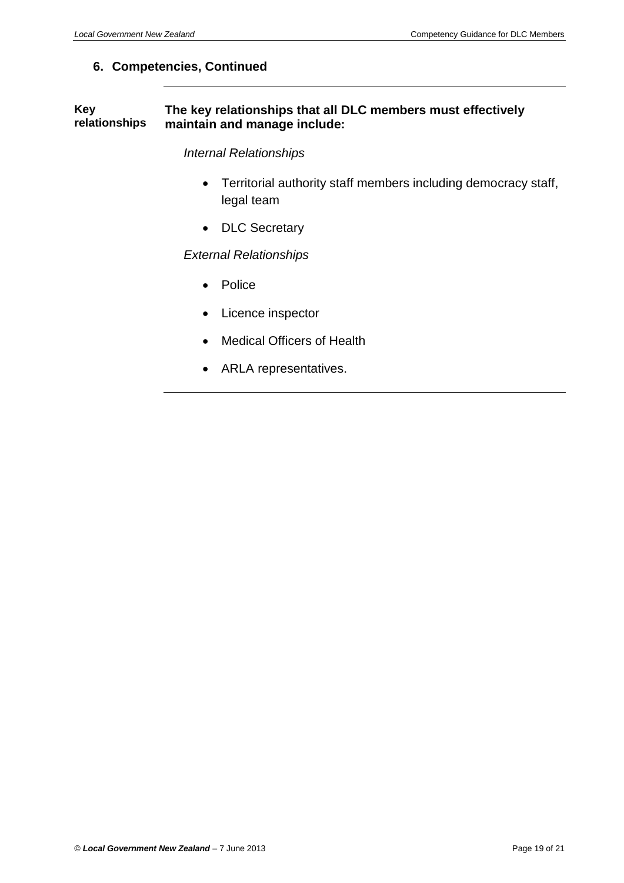## 6. Competencies, Continued

**Key relationships**

**The key relationships that all DLC members must effectively maintain and manage include:**

*Internal Relationships*

- Territorial authority staff members including democracy staff, legal team
- DLC Secretary

*External Relationships*

- Police
- Licence inspector
- Medical Officers of Health
- ARLA representatives.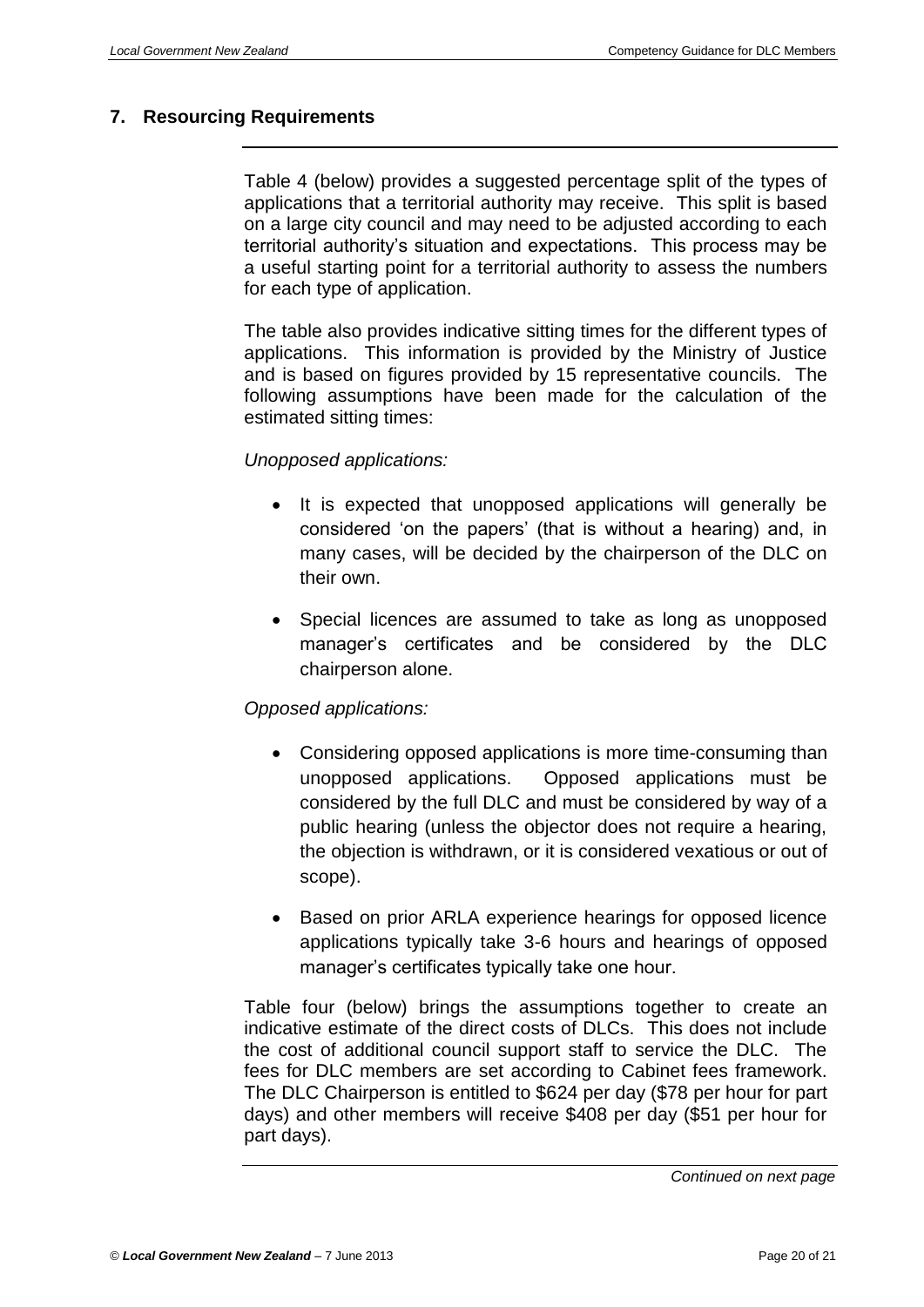## 7. Resourcing Requirements

Table 4 (below) provides a suggested percentage split of the types of applications that a territorial authority may receive. This split is based on a large city council and may need to be adjusted according to each territorial authority's situation and expectations. This process may be a useful starting point for a territorial authority to assess the numbers for each type of application.

The table also provides indicative sitting times for the different types of applications. This information is provided by the Ministry of Justice and is based on figures provided by 15 representative councils. The following assumptions have been made for the calculation of the estimated sitting times:

*Unopposed applications:*

- It is expected that unopposed applications will generally be considered 'on the papers' (that is without a hearing) and, in many cases, will be decided by the chairperson of the DLC on their own.
- Special licences are assumed to take as long as unopposed manager's certificates and be considered by the DLC chairperson alone.

*Opposed applications:*

- Considering opposed applications is more time-consuming than unopposed applications. Opposed applications must be considered by the full DLC and must be considered by way of a public hearing (unless the objector does not require a hearing, the objection is withdrawn, or it is considered vexatious or out of scope).
- Based on prior ARLA experience hearings for opposed licence applications typically take 3-6 hours and hearings of opposed manager's certificates typically take one hour.

Table four (below) brings the assumptions together to create an indicative estimate of the direct costs of DLCs. This does not include the cost of additional council support staff to service the DLC. The fees for DLC members are set according to Cabinet fees framework. The DLC Chairperson is entitled to $624 per day ($78 per hour for part days) and other members will receive $408 per day ($51 per hour for part days).

*Continued on next page*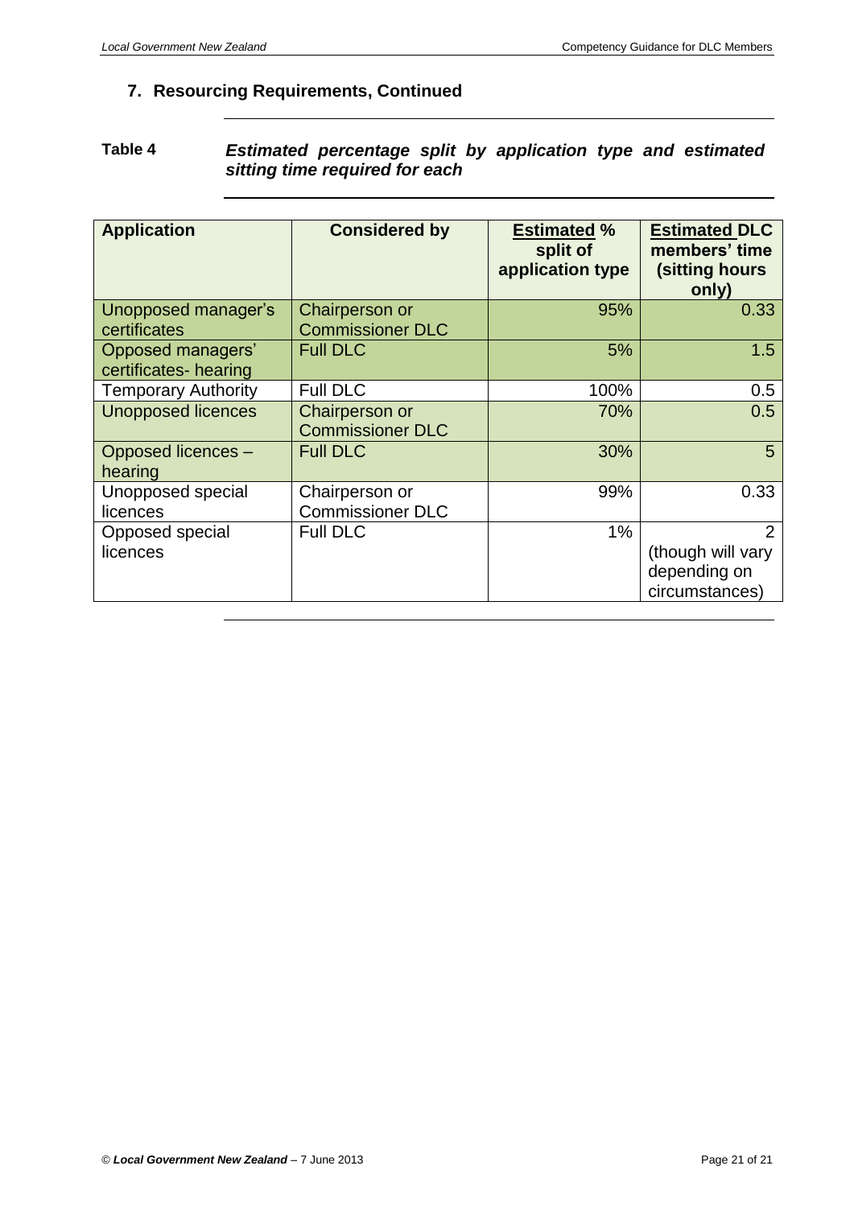## 7. Resourcing Requirements, Continued

**Table 4** ***Estimated percentage split by application type and estimated sitting time required for each***

| **Application** | **Considered by** | **Estimated % split of application type** | **Estimated DLC members' time (sitting hours only)** |
|---|---|---|---|
| Unopposed manager's certificates | Chairperson or Commissioner DLC | 95% | 0.33 |
| Opposed managers' certificates- hearing | Full DLC | 5% | 1.5 |
| Temporary Authority | Full DLC | 100% | 0.5 |
| Unopposed licences | Chairperson or Commissioner DLC | 70% | 0.5 |
| Opposed licences – hearing | Full DLC | 30% | 5 |
| Unopposed special licences | Chairperson or Commissioner DLC | 99% | 0.33 |
| Opposed special licences | Full DLC | 1% | 2 (though will vary depending on circumstances) |